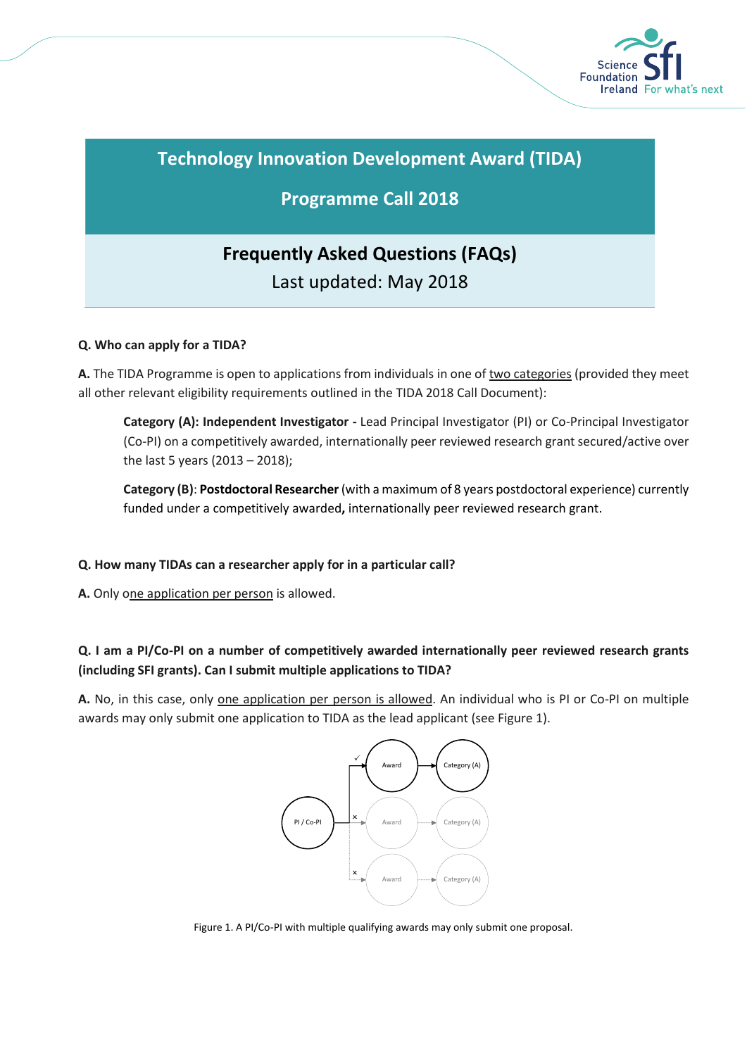# Technology Innovation Development Award (TIDA)

## Programme Call 2018

## Frequently Asked Questions (FAQs)

Last updated: May 2018

**Q. Who can apply for a TIDA?**

**A.** The TIDA Programme is open to applications from individuals in one of two categories (provided they meet all other relevant eligibility requirements outlined in the TIDA 2018 Call Document):

> **Category (A): Independent Investigator -** Lead Principal Investigator (PI) or Co-Principal Investigator (Co-PI) on a competitively awarded, internationally peer reviewed research grant secured/active over the last 5 years (2013 – 2018);
>
> **Category (B)**: **Postdoctoral Researcher** (with a maximum of 8 years postdoctoral experience) currently funded under a competitively awarded**,** internationally peer reviewed research grant.

**Q. How many TIDAs can a researcher apply for in a particular call?**

**A.** Only one application per person is allowed.

**Q. I am a PI/Co-PI on a number of competitively awarded internationally peer reviewed research grants (including SFI grants). Can I submit multiple applications to TIDA?**

**A.** No, in this case, only one application per person is allowed. An individual who is PI or Co-PI on multiple awards may only submit one application to TIDA as the lead applicant (see Figure 1).

Figure 1. A PI/Co-PI with multiple qualifying awards may only submit one proposal.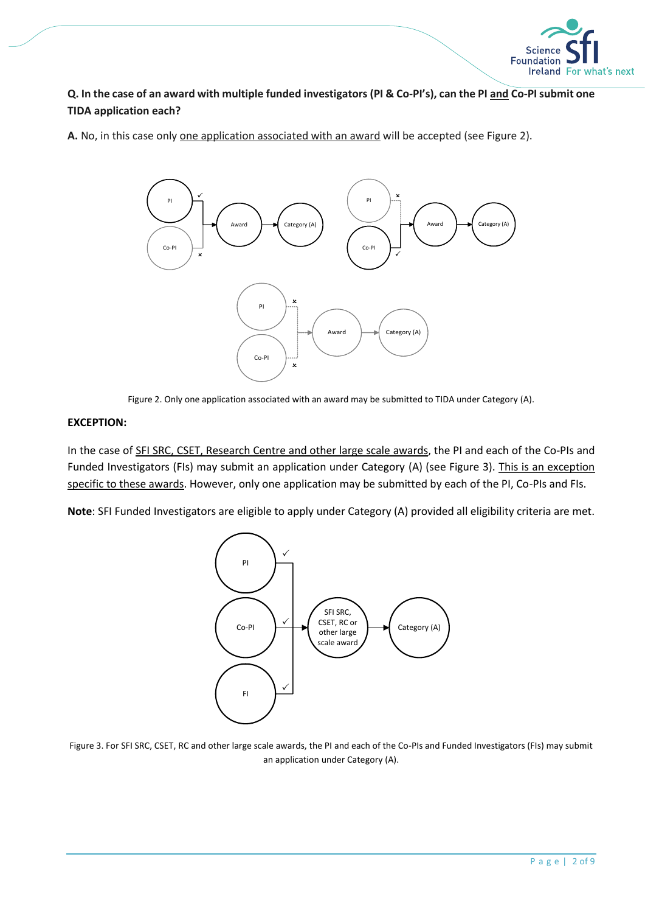**Q. In the case of an award with multiple funded investigators (PI & Co-PI's), can the PI and Co-PI submit one TIDA application each?**

**A.** No, in this case only one application associated with an award will be accepted (see Figure 2).

Figure 2. Only one application associated with an award may be submitted to TIDA under Category (A).

**EXCEPTION:**

In the case of SFI SRC, CSET, Research Centre and other large scale awards, the PI and each of the Co-PIs and Funded Investigators (FIs) may submit an application under Category (A) (see Figure 3). This is an exception specific to these awards. However, only one application may be submitted by each of the PI, Co-PIs and FIs.

**Note**: SFI Funded Investigators are eligible to apply under Category (A) provided all eligibility criteria are met.

Figure 3. For SFI SRC, CSET, RC and other large scale awards, the PI and each of the Co-PIs and Funded Investigators (FIs) may submit an application under Category (A).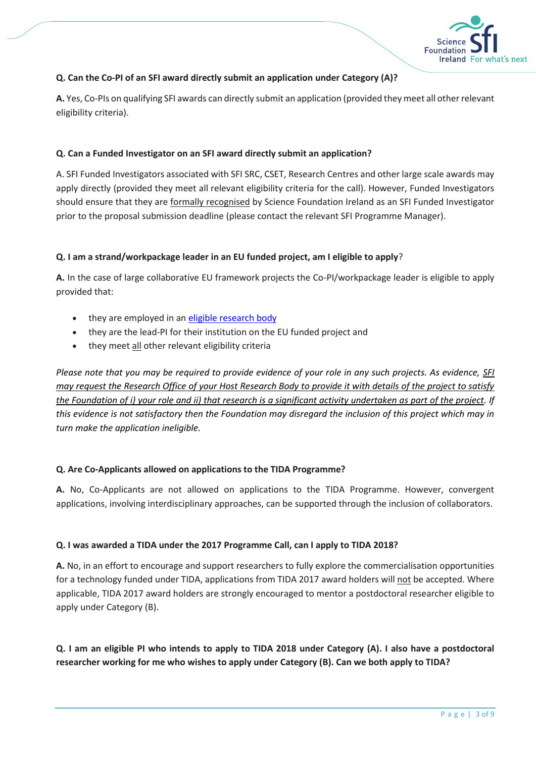**Q. Can the Co-PI of an SFI award directly submit an application under Category (A)?**

**A.** Yes, Co-PIs on qualifying SFI awards can directly submit an application (provided they meet all other relevant eligibility criteria).

**Q. Can a Funded Investigator on an SFI award directly submit an application?**

A. SFI Funded Investigators associated with SFI SRC, CSET, Research Centres and other large scale awards may apply directly (provided they meet all relevant eligibility criteria for the call). However, Funded Investigators should ensure that they are formally recognised by Science Foundation Ireland as an SFI Funded Investigator prior to the proposal submission deadline (please contact the relevant SFI Programme Manager).

**Q. I am a strand/workpackage leader in an EU funded project, am I eligible to apply?**

**A.** In the case of large collaborative EU framework projects the Co-PI/workpackage leader is eligible to apply provided that:

- they are employed in an eligible research body
- they are the lead-PI for their institution on the EU funded project and
- they meet all other relevant eligibility criteria

*Please note that you may be required to provide evidence of your role in any such projects. As evidence, SFI may request the Research Office of your Host Research Body to provide it with details of the project to satisfy the Foundation of i) your role and ii) that research is a significant activity undertaken as part of the project. If this evidence is not satisfactory then the Foundation may disregard the inclusion of this project which may in turn make the application ineligible.*

**Q. Are Co-Applicants allowed on applications to the TIDA Programme?**

**A.** No, Co-Applicants are not allowed on applications to the TIDA Programme. However, convergent applications, involving interdisciplinary approaches, can be supported through the inclusion of collaborators.

**Q. I was awarded a TIDA under the 2017 Programme Call, can I apply to TIDA 2018?**

**A.** No, in an effort to encourage and support researchers to fully explore the commercialisation opportunities for a technology funded under TIDA, applications from TIDA 2017 award holders will not be accepted. Where applicable, TIDA 2017 award holders are strongly encouraged to mentor a postdoctoral researcher eligible to apply under Category (B).

**Q. I am an eligible PI who intends to apply to TIDA 2018 under Category (A). I also have a postdoctoral researcher working for me who wishes to apply under Category (B). Can we both apply to TIDA?**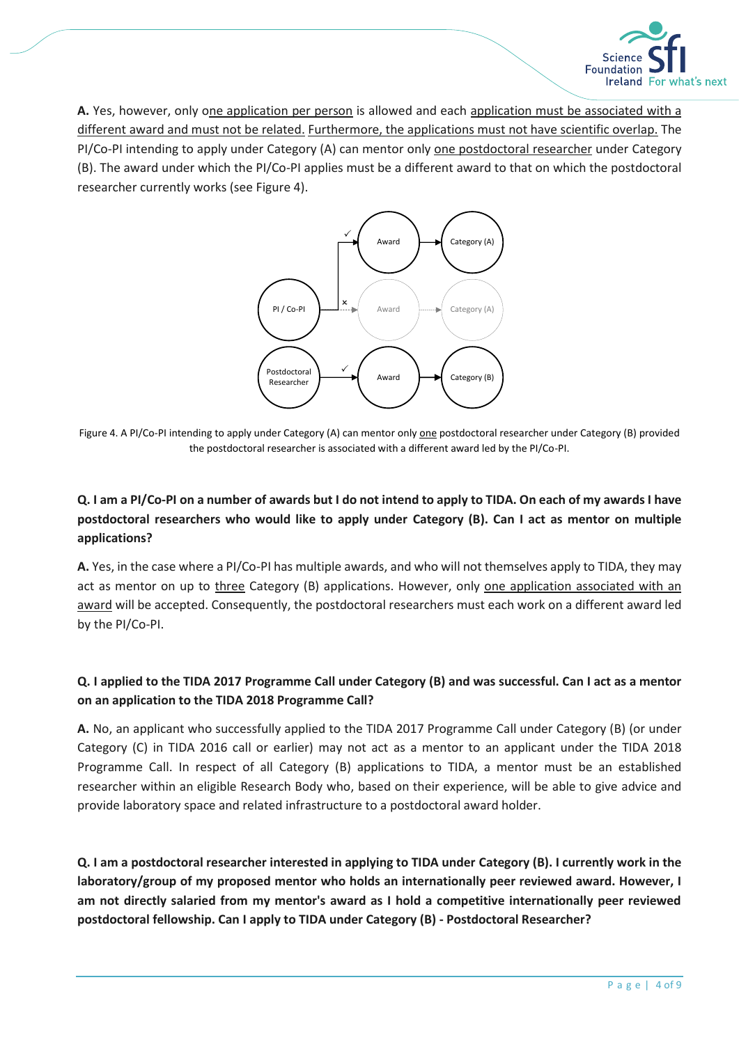**A.** Yes, however, only one application per person is allowed and each application must be associated with a different award and must not be related. Furthermore, the applications must not have scientific overlap. The PI/Co-PI intending to apply under Category (A) can mentor only one postdoctoral researcher under Category (B). The award under which the PI/Co-PI applies must be a different award to that on which the postdoctoral researcher currently works (see Figure 4).

Figure 4. A PI/Co-PI intending to apply under Category (A) can mentor only one postdoctoral researcher under Category (B) provided the postdoctoral researcher is associated with a different award led by the PI/Co-PI.

**Q. I am a PI/Co-PI on a number of awards but I do not intend to apply to TIDA. On each of my awards I have postdoctoral researchers who would like to apply under Category (B). Can I act as mentor on multiple applications?**

**A.** Yes, in the case where a PI/Co-PI has multiple awards, and who will not themselves apply to TIDA, they may act as mentor on up to three Category (B) applications. However, only one application associated with an award will be accepted. Consequently, the postdoctoral researchers must each work on a different award led by the PI/Co-PI.

**Q. I applied to the TIDA 2017 Programme Call under Category (B) and was successful. Can I act as a mentor on an application to the TIDA 2018 Programme Call?**

**A.** No, an applicant who successfully applied to the TIDA 2017 Programme Call under Category (B) (or under Category (C) in TIDA 2016 call or earlier) may not act as a mentor to an applicant under the TIDA 2018 Programme Call. In respect of all Category (B) applications to TIDA, a mentor must be an established researcher within an eligible Research Body who, based on their experience, will be able to give advice and provide laboratory space and related infrastructure to a postdoctoral award holder.

**Q. I am a postdoctoral researcher interested in applying to TIDA under Category (B). I currently work in the laboratory/group of my proposed mentor who holds an internationally peer reviewed award. However, I am not directly salaried from my mentor's award as I hold a competitive internationally peer reviewed postdoctoral fellowship. Can I apply to TIDA under Category (B) - Postdoctoral Researcher?**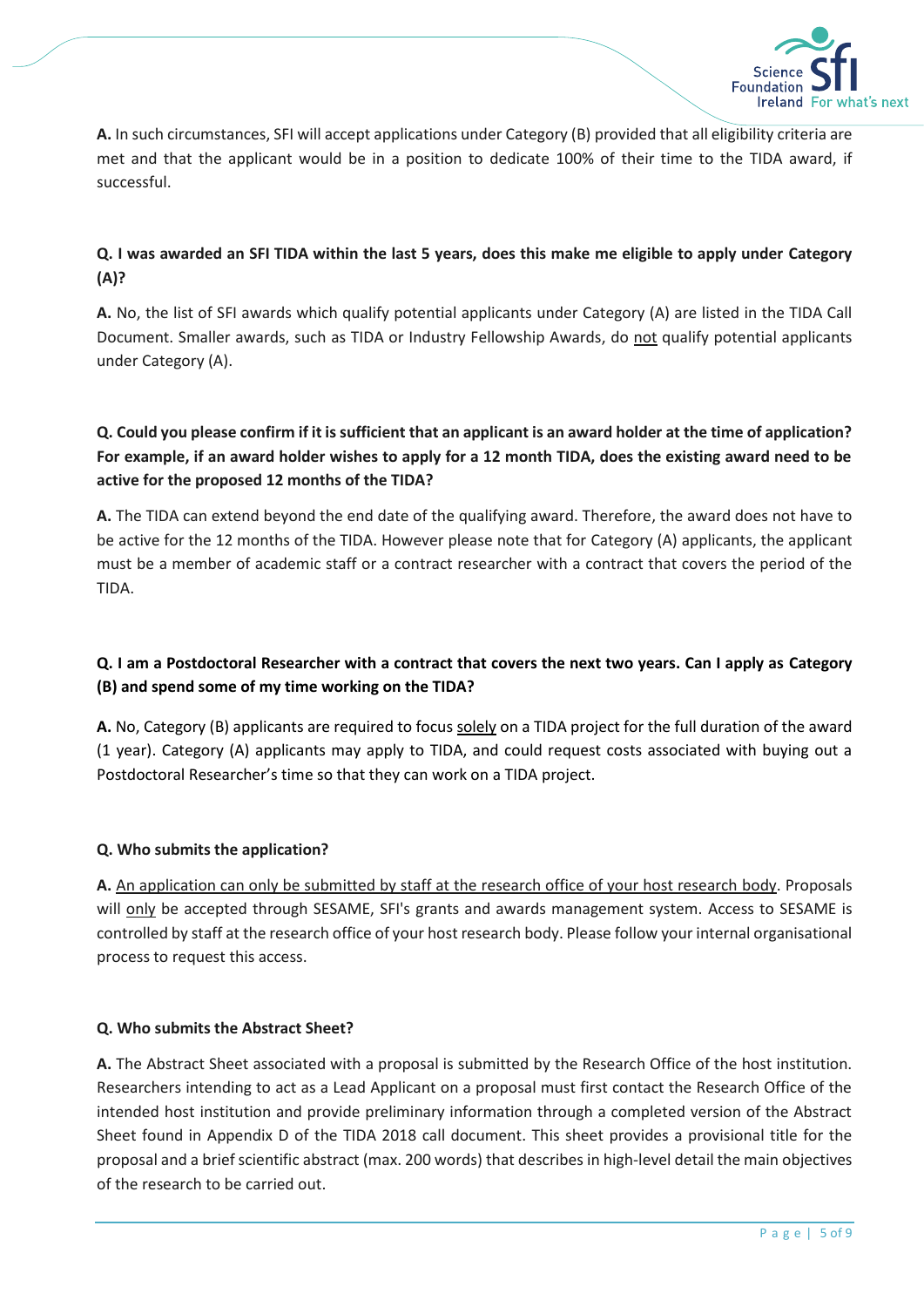**A.** In such circumstances, SFI will accept applications under Category (B) provided that all eligibility criteria are met and that the applicant would be in a position to dedicate 100% of their time to the TIDA award, if successful.

**Q. I was awarded an SFI TIDA within the last 5 years, does this make me eligible to apply under Category (A)?**

**A.** No, the list of SFI awards which qualify potential applicants under Category (A) are listed in the TIDA Call Document. Smaller awards, such as TIDA or Industry Fellowship Awards, do <u>not</u> qualify potential applicants under Category (A).

**Q. Could you please confirm if it is sufficient that an applicant is an award holder at the time of application? For example, if an award holder wishes to apply for a 12 month TIDA, does the existing award need to be active for the proposed 12 months of the TIDA?**

**A.** The TIDA can extend beyond the end date of the qualifying award. Therefore, the award does not have to be active for the 12 months of the TIDA. However please note that for Category (A) applicants, the applicant must be a member of academic staff or a contract researcher with a contract that covers the period of the TIDA.

**Q. I am a Postdoctoral Researcher with a contract that covers the next two years. Can I apply as Category (B) and spend some of my time working on the TIDA?**

**A.** No, Category (B) applicants are required to focus <u>solely</u> on a TIDA project for the full duration of the award (1 year). Category (A) applicants may apply to TIDA, and could request costs associated with buying out a Postdoctoral Researcher's time so that they can work on a TIDA project.

**Q. Who submits the application?**

**A.** <u>An application can only be submitted by staff at the research office of your host research body</u>. Proposals will <u>only</u> be accepted through SESAME, SFI's grants and awards management system. Access to SESAME is controlled by staff at the research office of your host research body. Please follow your internal organisational process to request this access.

**Q. Who submits the Abstract Sheet?**

**A.** The Abstract Sheet associated with a proposal is submitted by the Research Office of the host institution. Researchers intending to act as a Lead Applicant on a proposal must first contact the Research Office of the intended host institution and provide preliminary information through a completed version of the Abstract Sheet found in Appendix D of the TIDA 2018 call document. This sheet provides a provisional title for the proposal and a brief scientific abstract (max. 200 words) that describes in high-level detail the main objectives of the research to be carried out.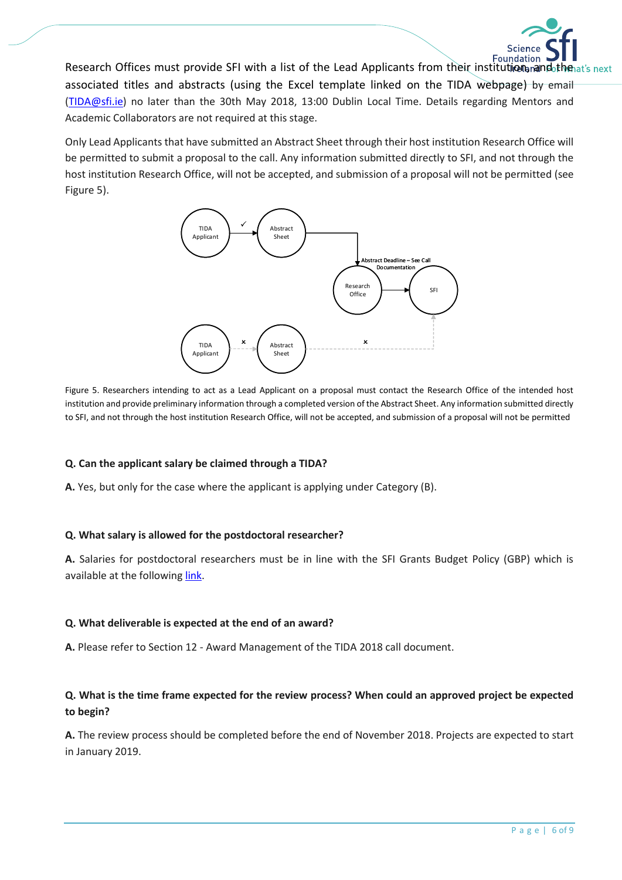Research Offices must provide SFI with a list of the Lead Applicants from their institution, and the associated titles and abstracts (using the Excel template linked on the TIDA webpage) by email (TIDA@sfi.ie) no later than the 30th May 2018, 13:00 Dublin Local Time. Details regarding Mentors and Academic Collaborators are not required at this stage.

Only Lead Applicants that have submitted an Abstract Sheet through their host institution Research Office will be permitted to submit a proposal to the call. Any information submitted directly to SFI, and not through the host institution Research Office, will not be accepted, and submission of a proposal will not be permitted (see Figure 5).

Figure 5. Researchers intending to act as a Lead Applicant on a proposal must contact the Research Office of the intended host institution and provide preliminary information through a completed version of the Abstract Sheet. Any information submitted directly to SFI, and not through the host institution Research Office, will not be accepted, and submission of a proposal will not be permitted

**Q. Can the applicant salary be claimed through a TIDA?**

**A.** Yes, but only for the case where the applicant is applying under Category (B).

**Q. What salary is allowed for the postdoctoral researcher?**

**A.** Salaries for postdoctoral researchers must be in line with the SFI Grants Budget Policy (GBP) which is available at the following link.

**Q. What deliverable is expected at the end of an award?**

**A.** Please refer to Section 12 - Award Management of the TIDA 2018 call document.

**Q. What is the time frame expected for the review process? When could an approved project be expected to begin?**

**A.** The review process should be completed before the end of November 2018. Projects are expected to start in January 2019.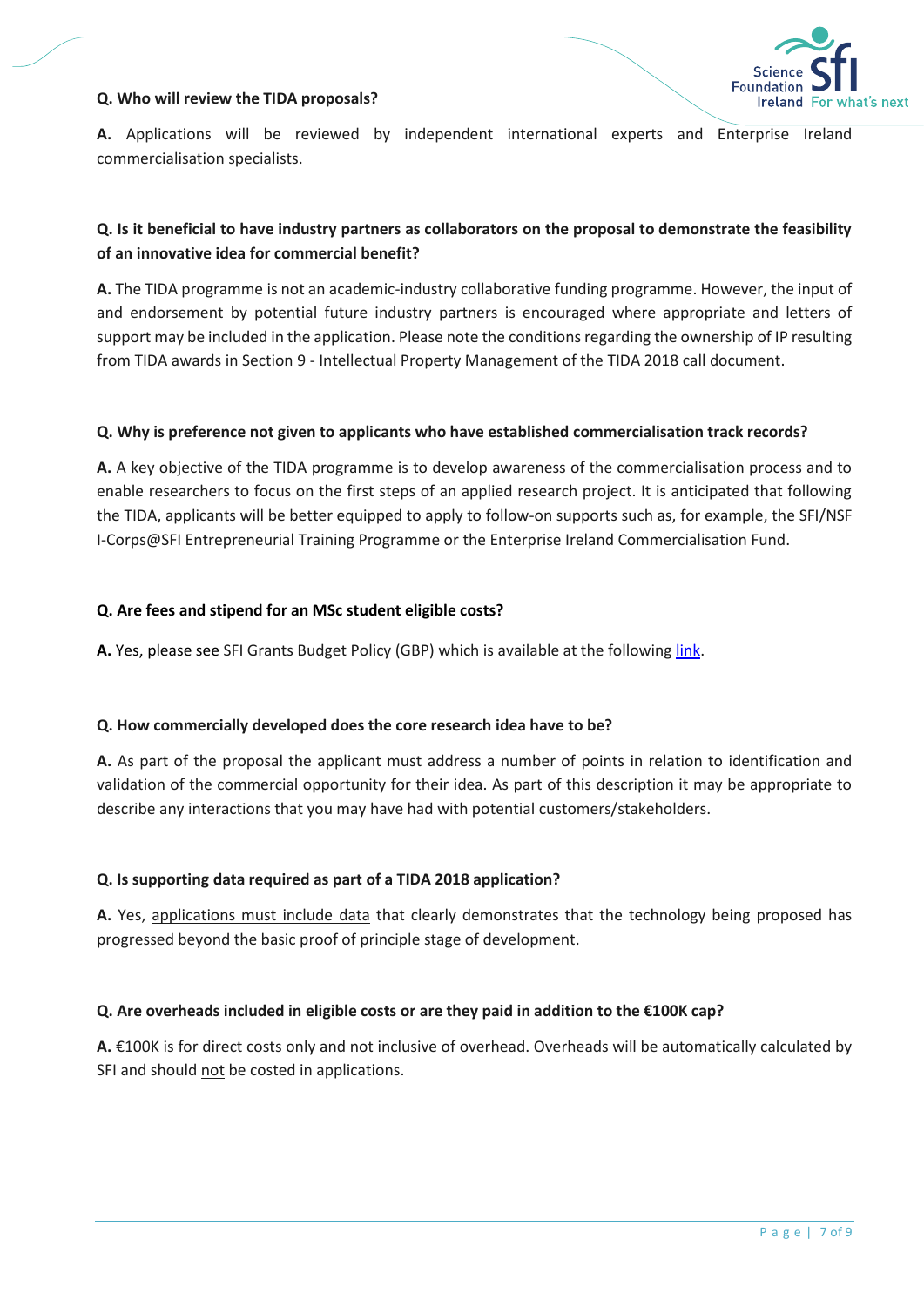**Q. Who will review the TIDA proposals?**

**A.** Applications will be reviewed by independent international experts and Enterprise Ireland commercialisation specialists.

**Q. Is it beneficial to have industry partners as collaborators on the proposal to demonstrate the feasibility of an innovative idea for commercial benefit?**

**A.** The TIDA programme is not an academic-industry collaborative funding programme. However, the input of and endorsement by potential future industry partners is encouraged where appropriate and letters of support may be included in the application. Please note the conditions regarding the ownership of IP resulting from TIDA awards in Section 9 - Intellectual Property Management of the TIDA 2018 call document.

**Q. Why is preference not given to applicants who have established commercialisation track records?**

**A.** A key objective of the TIDA programme is to develop awareness of the commercialisation process and to enable researchers to focus on the first steps of an applied research project. It is anticipated that following the TIDA, applicants will be better equipped to apply to follow-on supports such as, for example, the SFI/NSF I-Corps@SFI Entrepreneurial Training Programme or the Enterprise Ireland Commercialisation Fund.

**Q. Are fees and stipend for an MSc student eligible costs?**

**A.** Yes, please see SFI Grants Budget Policy (GBP) which is available at the following link.

**Q. How commercially developed does the core research idea have to be?**

**A.** As part of the proposal the applicant must address a number of points in relation to identification and validation of the commercial opportunity for their idea. As part of this description it may be appropriate to describe any interactions that you may have had with potential customers/stakeholders.

**Q. Is supporting data required as part of a TIDA 2018 application?**

**A.** Yes, applications must include data that clearly demonstrates that the technology being proposed has progressed beyond the basic proof of principle stage of development.

**Q. Are overheads included in eligible costs or are they paid in addition to the €100K cap?**

**A.** €100K is for direct costs only and not inclusive of overhead. Overheads will be automatically calculated by SFI and should not be costed in applications.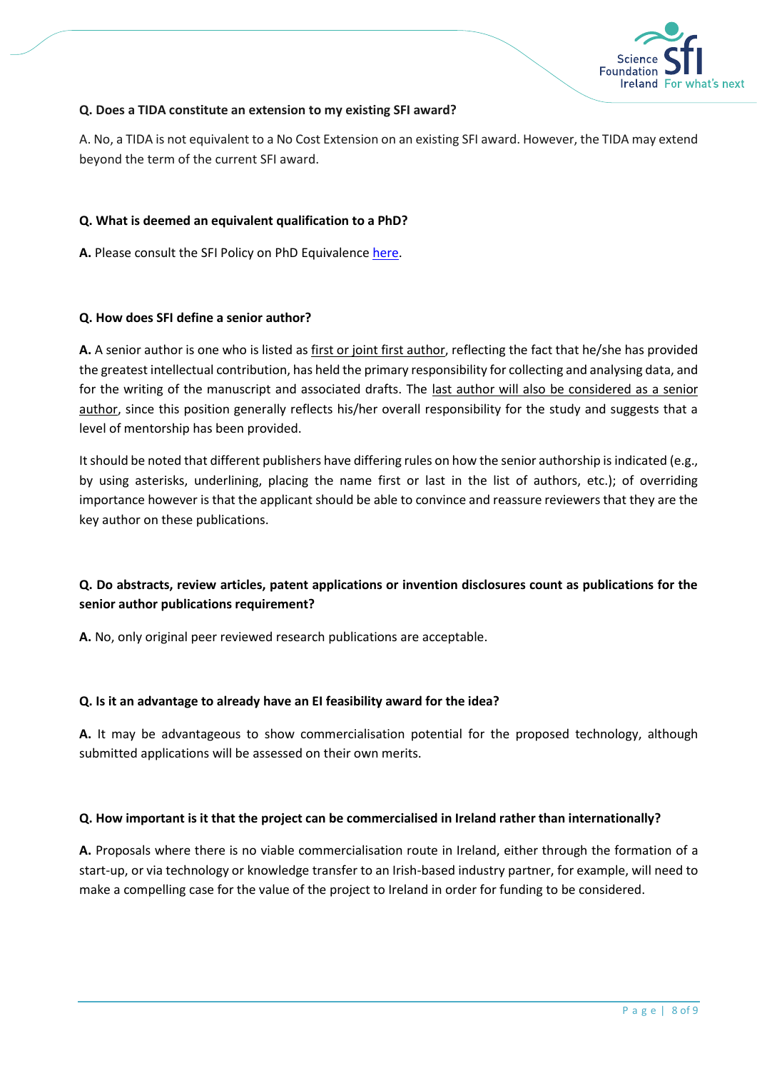**Q. Does a TIDA constitute an extension to my existing SFI award?**

A. No, a TIDA is not equivalent to a No Cost Extension on an existing SFI award. However, the TIDA may extend beyond the term of the current SFI award.

**Q. What is deemed an equivalent qualification to a PhD?**

**A.** Please consult the SFI Policy on PhD Equivalence here.

**Q. How does SFI define a senior author?**

**A.** A senior author is one who is listed as first or joint first author, reflecting the fact that he/she has provided the greatest intellectual contribution, has held the primary responsibility for collecting and analysing data, and for the writing of the manuscript and associated drafts. The last author will also be considered as a senior author, since this position generally reflects his/her overall responsibility for the study and suggests that a level of mentorship has been provided.

It should be noted that different publishers have differing rules on how the senior authorship is indicated (e.g., by using asterisks, underlining, placing the name first or last in the list of authors, etc.); of overriding importance however is that the applicant should be able to convince and reassure reviewers that they are the key author on these publications.

**Q. Do abstracts, review articles, patent applications or invention disclosures count as publications for the senior author publications requirement?**

**A.** No, only original peer reviewed research publications are acceptable.

**Q. Is it an advantage to already have an EI feasibility award for the idea?**

**A.** It may be advantageous to show commercialisation potential for the proposed technology, although submitted applications will be assessed on their own merits.

**Q. How important is it that the project can be commercialised in Ireland rather than internationally?**

**A.** Proposals where there is no viable commercialisation route in Ireland, either through the formation of a start-up, or via technology or knowledge transfer to an Irish-based industry partner, for example, will need to make a compelling case for the value of the project to Ireland in order for funding to be considered.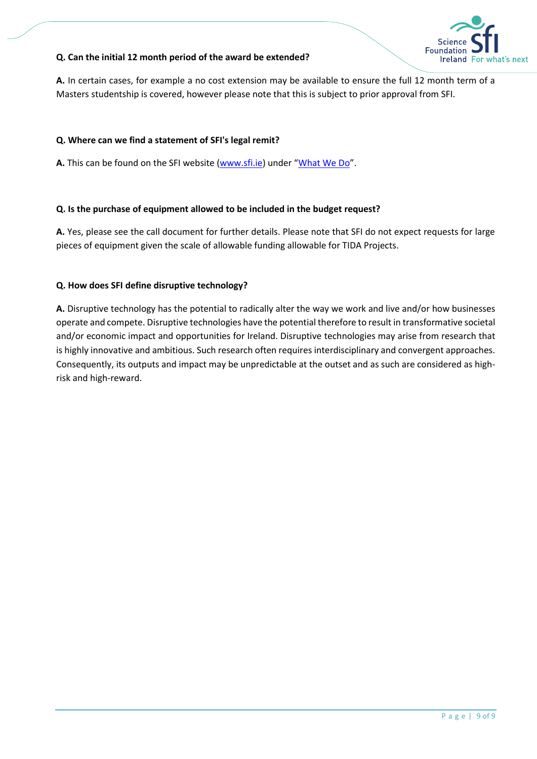**Q. Can the initial 12 month period of the award be extended?**

**A.** In certain cases, for example a no cost extension may be available to ensure the full 12 month term of a Masters studentship is covered, however please note that this is subject to prior approval from SFI.

**Q. Where can we find a statement of SFI's legal remit?**

**A.** This can be found on the SFI website (www.sfi.ie) under "What We Do".

**Q. Is the purchase of equipment allowed to be included in the budget request?**

**A.** Yes, please see the call document for further details. Please note that SFI do not expect requests for large pieces of equipment given the scale of allowable funding allowable for TIDA Projects.

**Q. How does SFI define disruptive technology?**

**A.** Disruptive technology has the potential to radically alter the way we work and live and/or how businesses operate and compete. Disruptive technologies have the potential therefore to result in transformative societal and/or economic impact and opportunities for Ireland. Disruptive technologies may arise from research that is highly innovative and ambitious. Such research often requires interdisciplinary and convergent approaches. Consequently, its outputs and impact may be unpredictable at the outset and as such are considered as high-risk and high-reward.